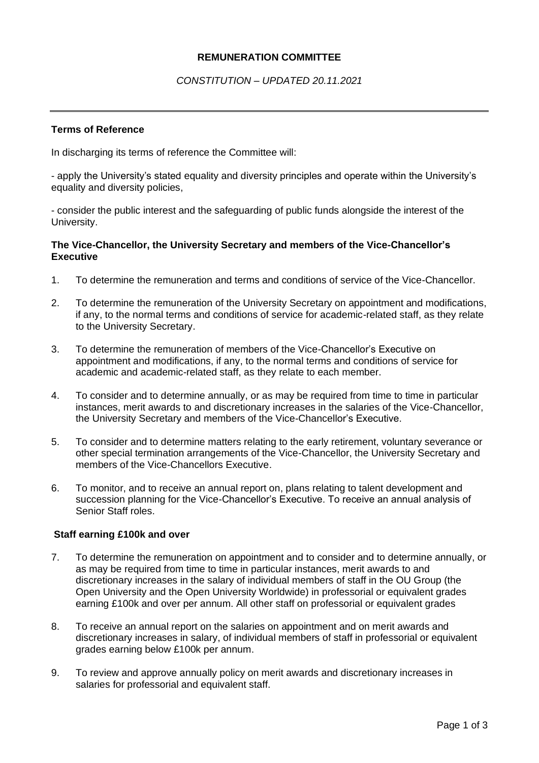**REMUNERATION COMMITTEE**

*CONSTITUTION – UPDATED 20.11.2021*

---

**Terms of Reference**

In discharging its terms of reference the Committee will:

- apply the University's stated equality and diversity principles and operate within the University's equality and diversity policies,

- consider the public interest and the safeguarding of public funds alongside the interest of the University.

**The Vice-Chancellor, the University Secretary and members of the Vice-Chancellor's Executive**

1. To determine the remuneration and terms and conditions of service of the Vice-Chancellor.

2. To determine the remuneration of the University Secretary on appointment and modifications, if any, to the normal terms and conditions of service for academic-related staff, as they relate to the University Secretary.

3. To determine the remuneration of members of the Vice-Chancellor's Executive on appointment and modifications, if any, to the normal terms and conditions of service for academic and academic-related staff, as they relate to each member.

4. To consider and to determine annually, or as may be required from time to time in particular instances, merit awards to and discretionary increases in the salaries of the Vice-Chancellor, the University Secretary and members of the Vice-Chancellor's Executive.

5. To consider and to determine matters relating to the early retirement, voluntary severance or other special termination arrangements of the Vice-Chancellor, the University Secretary and members of the Vice-Chancellors Executive.

6. To monitor, and to receive an annual report on, plans relating to talent development and succession planning for the Vice-Chancellor's Executive. To receive an annual analysis of Senior Staff roles.

**Staff earning £100k and over**

7. To determine the remuneration on appointment and to consider and to determine annually, or as may be required from time to time in particular instances, merit awards to and discretionary increases in the salary of individual members of staff in the OU Group (the Open University and the Open University Worldwide) in professorial or equivalent grades earning £100k and over per annum. All other staff on professorial or equivalent grades

8. To receive an annual report on the salaries on appointment and on merit awards and discretionary increases in salary, of individual members of staff in professorial or equivalent grades earning below £100k per annum.

9. To review and approve annually policy on merit awards and discretionary increases in salaries for professorial and equivalent staff.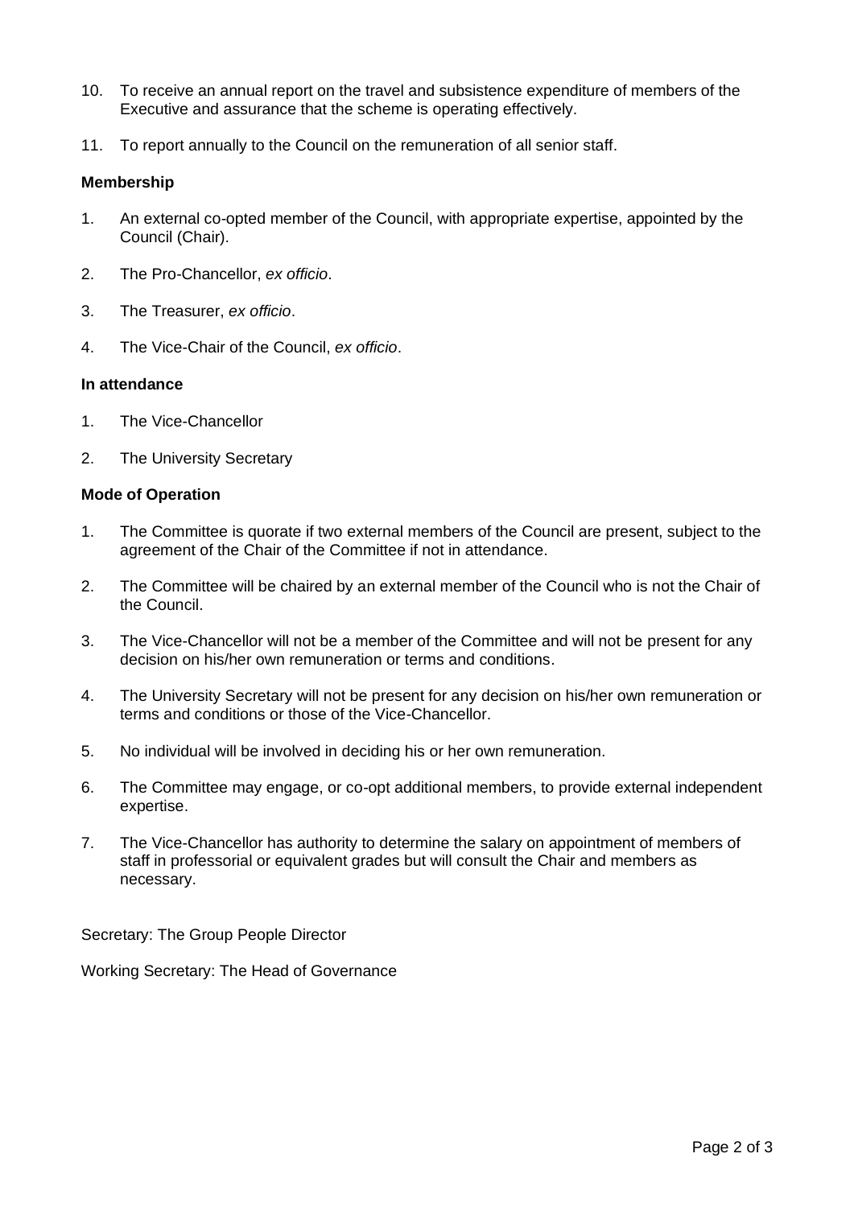10. To receive an annual report on the travel and subsistence expenditure of members of the Executive and assurance that the scheme is operating effectively.

11. To report annually to the Council on the remuneration of all senior staff.

**Membership**

1. An external co-opted member of the Council, with appropriate expertise, appointed by the Council (Chair).

2. The Pro-Chancellor, *ex officio*.

3. The Treasurer, *ex officio*.

4. The Vice-Chair of the Council, *ex officio*.

**In attendance**

1. The Vice-Chancellor

2. The University Secretary

**Mode of Operation**

1. The Committee is quorate if two external members of the Council are present, subject to the agreement of the Chair of the Committee if not in attendance.

2. The Committee will be chaired by an external member of the Council who is not the Chair of the Council.

3. The Vice-Chancellor will not be a member of the Committee and will not be present for any decision on his/her own remuneration or terms and conditions.

4. The University Secretary will not be present for any decision on his/her own remuneration or terms and conditions or those of the Vice-Chancellor.

5. No individual will be involved in deciding his or her own remuneration.

6. The Committee may engage, or co-opt additional members, to provide external independent expertise.

7. The Vice-Chancellor has authority to determine the salary on appointment of members of staff in professorial or equivalent grades but will consult the Chair and members as necessary.

Secretary: The Group People Director

Working Secretary: The Head of Governance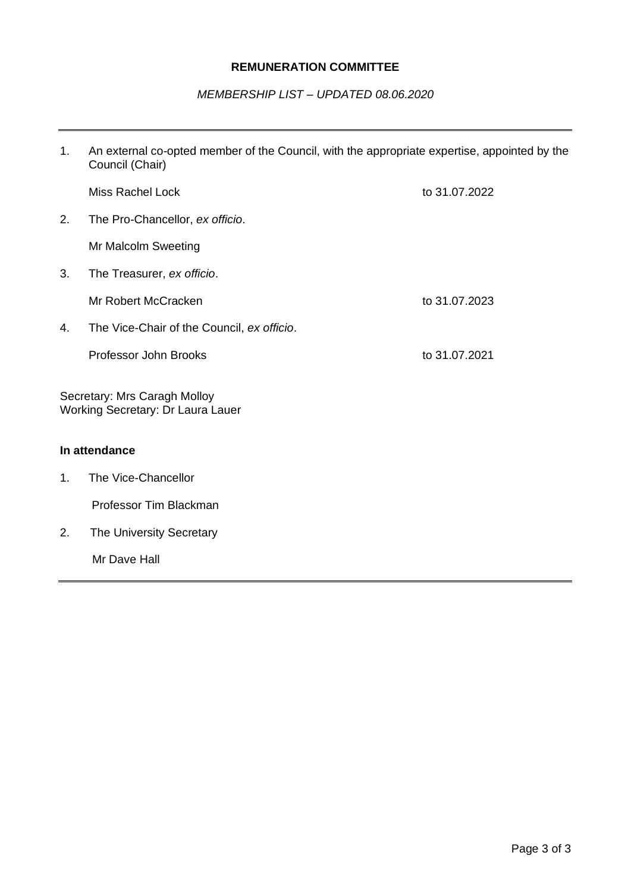**REMUNERATION COMMITTEE**

*MEMBERSHIP LIST – UPDATED 08.06.2020*

---

1. An external co-opted member of the Council, with the appropriate expertise, appointed by the Council (Chair)

   Miss Rachel Lock — to 31.07.2022

2. The Pro-Chancellor, *ex officio*.

   Mr Malcolm Sweeting

3. The Treasurer, *ex officio*.

   Mr Robert McCracken — to 31.07.2023

4. The Vice-Chair of the Council, *ex officio*.

   Professor John Brooks — to 31.07.2021

Secretary: Mrs Caragh Molloy
Working Secretary: Dr Laura Lauer

**In attendance**

1. The Vice-Chancellor

   Professor Tim Blackman

2. The University Secretary

   Mr Dave Hall

---